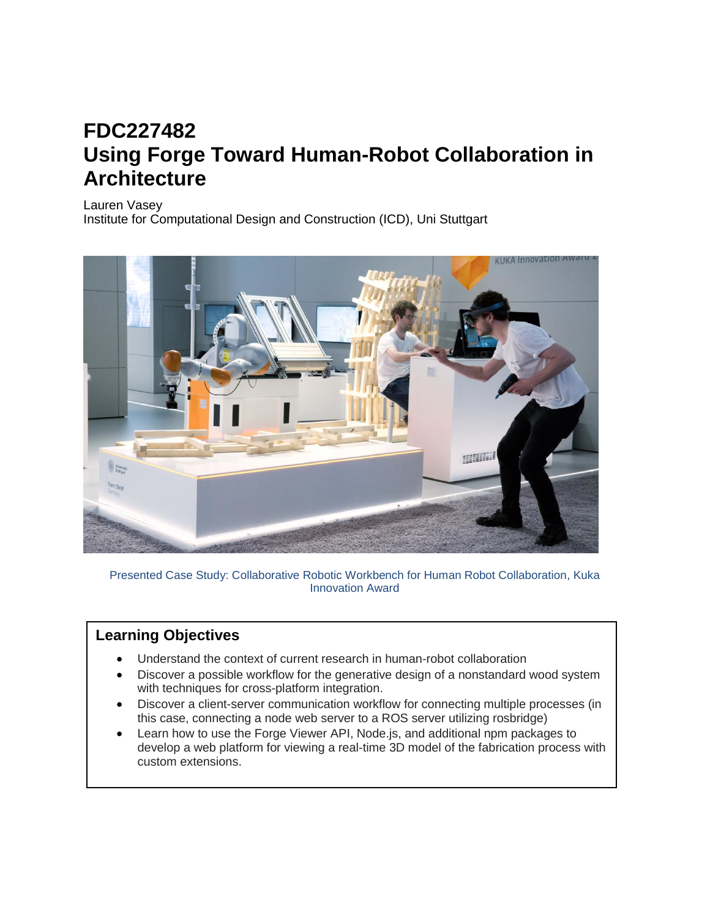# FDC227482
# Using Forge Toward Human-Robot Collaboration in Architecture

Lauren Vasey
Institute for Computational Design and Construction (ICD), Uni Stuttgart

Presented Case Study: Collaborative Robotic Workbench for Human Robot Collaboration, Kuka Innovation Award

## Learning Objectives

- Understand the context of current research in human-robot collaboration
- Discover a possible workflow for the generative design of a nonstandard wood system with techniques for cross-platform integration.
- Discover a client-server communication workflow for connecting multiple processes (in this case, connecting a node web server to a ROS server utilizing rosbridge)
- Learn how to use the Forge Viewer API, Node.js, and additional npm packages to develop a web platform for viewing a real-time 3D model of the fabrication process with custom extensions.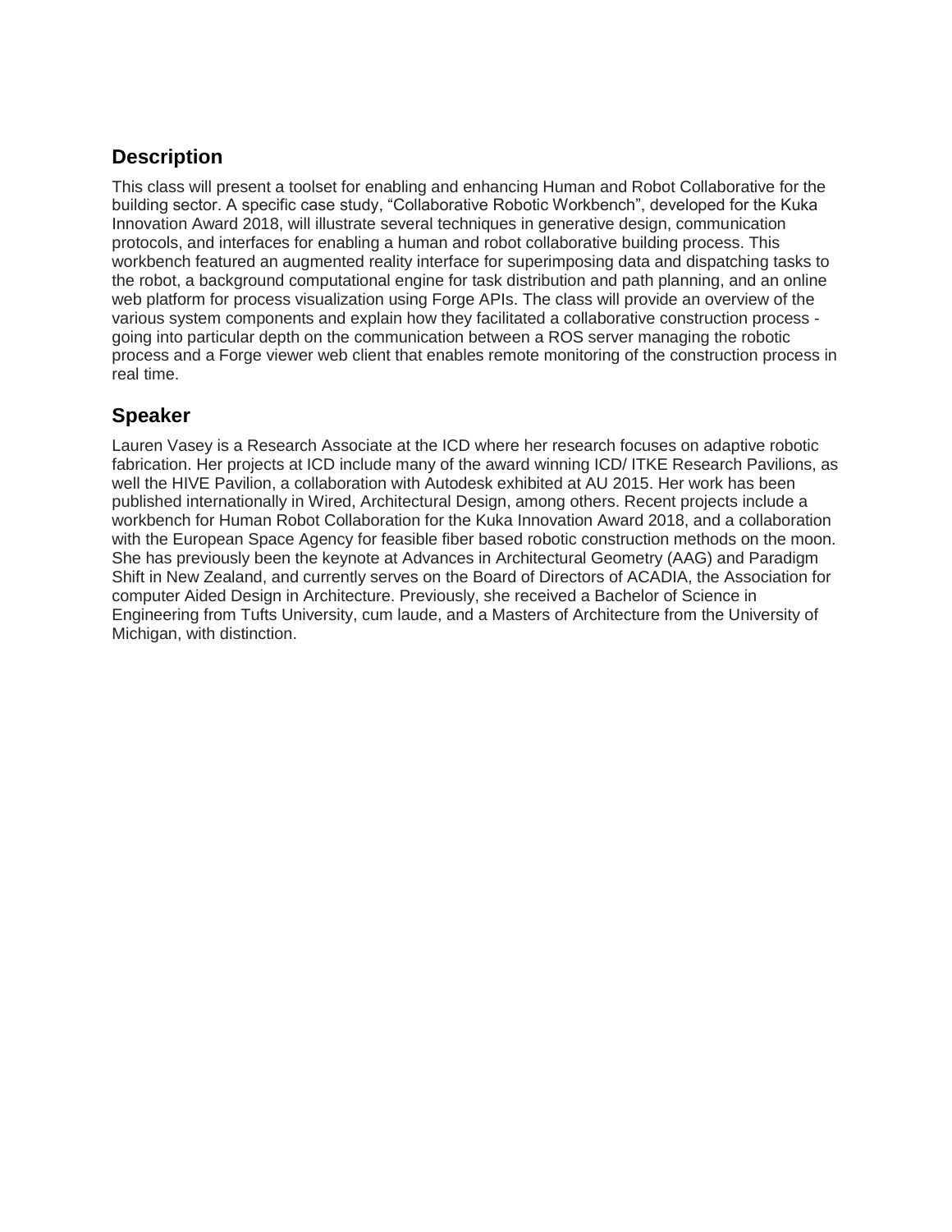## Description

This class will present a toolset for enabling and enhancing Human and Robot Collaborative for the building sector. A specific case study, "Collaborative Robotic Workbench", developed for the Kuka Innovation Award 2018, will illustrate several techniques in generative design, communication protocols, and interfaces for enabling a human and robot collaborative building process. This workbench featured an augmented reality interface for superimposing data and dispatching tasks to the robot, a background computational engine for task distribution and path planning, and an online web platform for process visualization using Forge APIs. The class will provide an overview of the various system components and explain how they facilitated a collaborative construction process - going into particular depth on the communication between a ROS server managing the robotic process and a Forge viewer web client that enables remote monitoring of the construction process in real time.

## Speaker

Lauren Vasey is a Research Associate at the ICD where her research focuses on adaptive robotic fabrication. Her projects at ICD include many of the award winning ICD/ ITKE Research Pavilions, as well the HIVE Pavilion, a collaboration with Autodesk exhibited at AU 2015. Her work has been published internationally in Wired, Architectural Design, among others. Recent projects include a workbench for Human Robot Collaboration for the Kuka Innovation Award 2018, and a collaboration with the European Space Agency for feasible fiber based robotic construction methods on the moon. She has previously been the keynote at Advances in Architectural Geometry (AAG) and Paradigm Shift in New Zealand, and currently serves on the Board of Directors of ACADIA, the Association for computer Aided Design in Architecture. Previously, she received a Bachelor of Science in Engineering from Tufts University, cum laude, and a Masters of Architecture from the University of Michigan, with distinction.